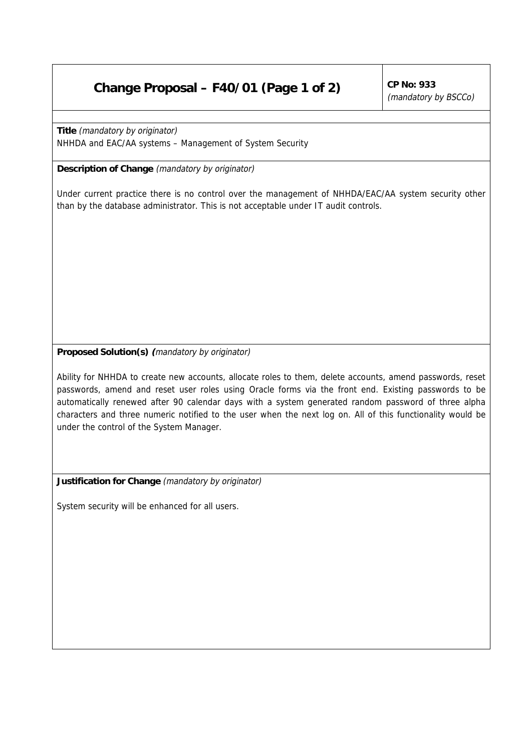# Change Proposal – F40/01 (Page 1 of 2)

**CP No: 933**
*(mandatory by BSCCo)*

**Title** *(mandatory by originator)*
NHHDA and EAC/AA systems – Management of System Security

**Description of Change** *(mandatory by originator)*

Under current practice there is no control over the management of NHHDA/EAC/AA system security other than by the database administrator. This is not acceptable under IT audit controls.

**Proposed Solution(s)** *(mandatory by originator)*

Ability for NHHDA to create new accounts, allocate roles to them, delete accounts, amend passwords, reset passwords, amend and reset user roles using Oracle forms via the front end. Existing passwords to be automatically renewed after 90 calendar days with a system generated random password of three alpha characters and three numeric notified to the user when the next log on. All of this functionality would be under the control of the System Manager.

**Justification for Change** *(mandatory by originator)*

System security will be enhanced for all users.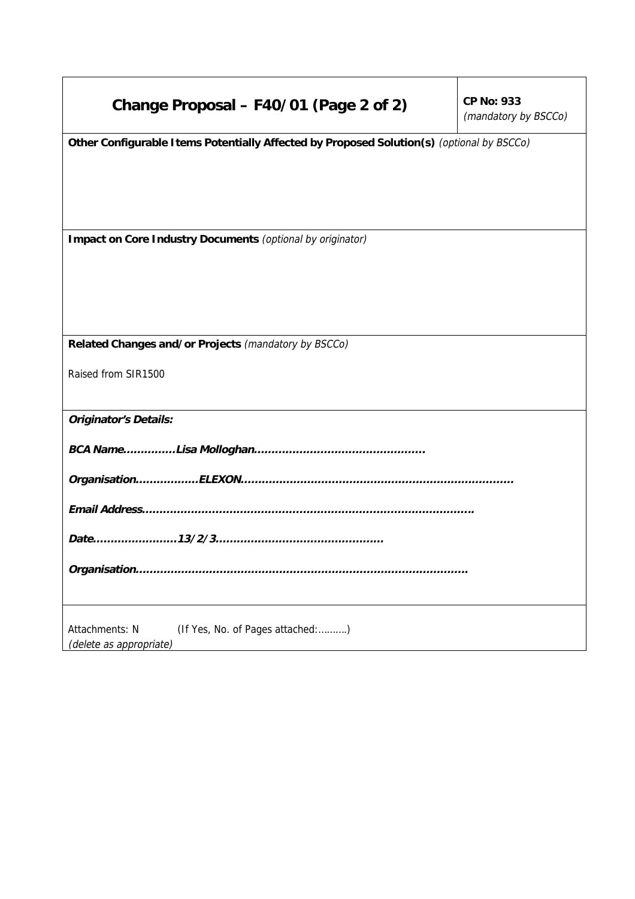| **Change Proposal – F40/01 (Page 2 of 2)** | **CP No: 933** *(mandatory by BSCCo)* |
|---|---|

**Other Configurable Items Potentially Affected by Proposed Solution(s)** *(optional by BSCCo)*

**Impact on Core Industry Documents** *(optional by originator)*

**Related Changes and/or Projects** *(mandatory by BSCCo)*

Raised from SIR1500

***Originator's Details:***

***BCA Name..............Lisa Molloghan................................................***

***Organisation.................ELEXON...........................................................................***

***Email Address...........................................................................................***

***Date.......................13/2/3..............................................***

***Organisation............................................................................................***

Attachments: N (If Yes, No. of Pages attached:..........)
*(delete as appropriate)*